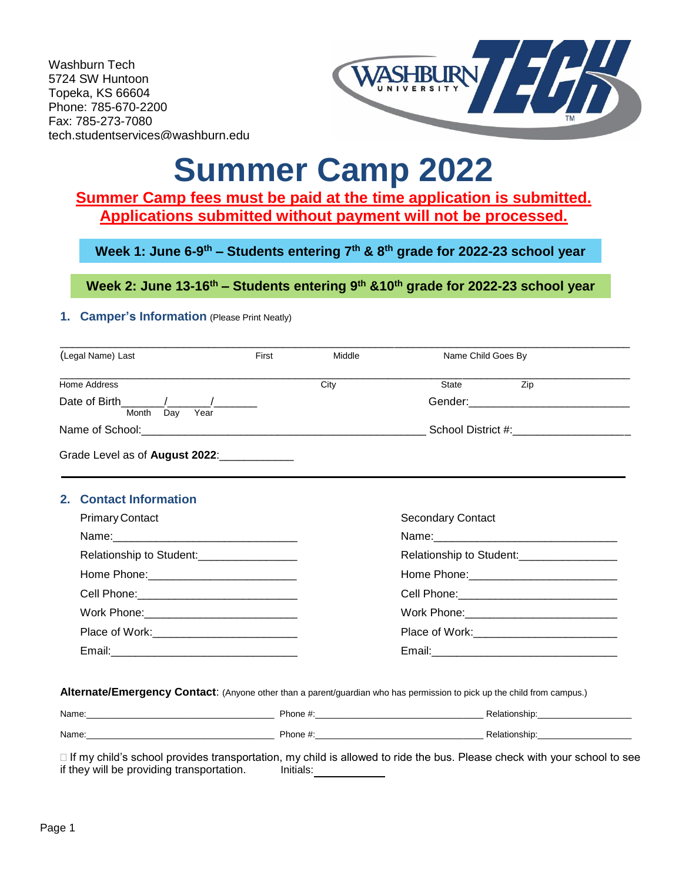Washburn Tech
5724 SW Huntoon
Topeka, KS 66604
Phone: 785-670-2200
Fax: 785-273-7080
tech.studentservices@washburn.edu

# Summer Camp 2022

**Summer Camp fees must be paid at the time application is submitted. Applications submitted without payment will not be processed.**

**Week 1: June 6-9th – Students entering 7th & 8th grade for 2022-23 school year**

**Week 2: June 13-16th – Students entering 9th &10th grade for 2022-23 school year**

## 1. Camper's Information (Please Print Neatly)

______________________________________________________________________________
(Legal Name) Last First Middle Name Child Goes By

______________________________________________________________________________
Home Address City State Zip

Date of Birth_______/_______/_______ (Month Day Year) Gender:__________________________

Name of School:______________________________________________ School District #:__________________

Grade Level as of **August 2022**:____________

## 2. Contact Information

| Primary Contact | Secondary Contact |
|---|---|
| Name:______________________________ | Name:______________________________ |
| Relationship to Student:________________ | Relationship to Student:________________ |
| Home Phone:________________________ | Home Phone:________________________ |
| Cell Phone:_________________________ | Cell Phone:_________________________ |
| Work Phone:________________________ | Work Phone:________________________ |
| Place of Work:______________________ | Place of Work:______________________ |
| Email:______________________________ | Email:______________________________ |

**Alternate/Emergency Contact**: (Anyone other than a parent/guardian who has permission to pick up the child from campus.)

Name:_________________________________ Phone #:_______________________________ Relationship:__________________

Name:_________________________________ Phone #:_______________________________ Relationship:__________________

☐ If my child's school provides transportation, my child is allowed to ride the bus. Please check with your school to see if they will be providing transportation. Initials:____________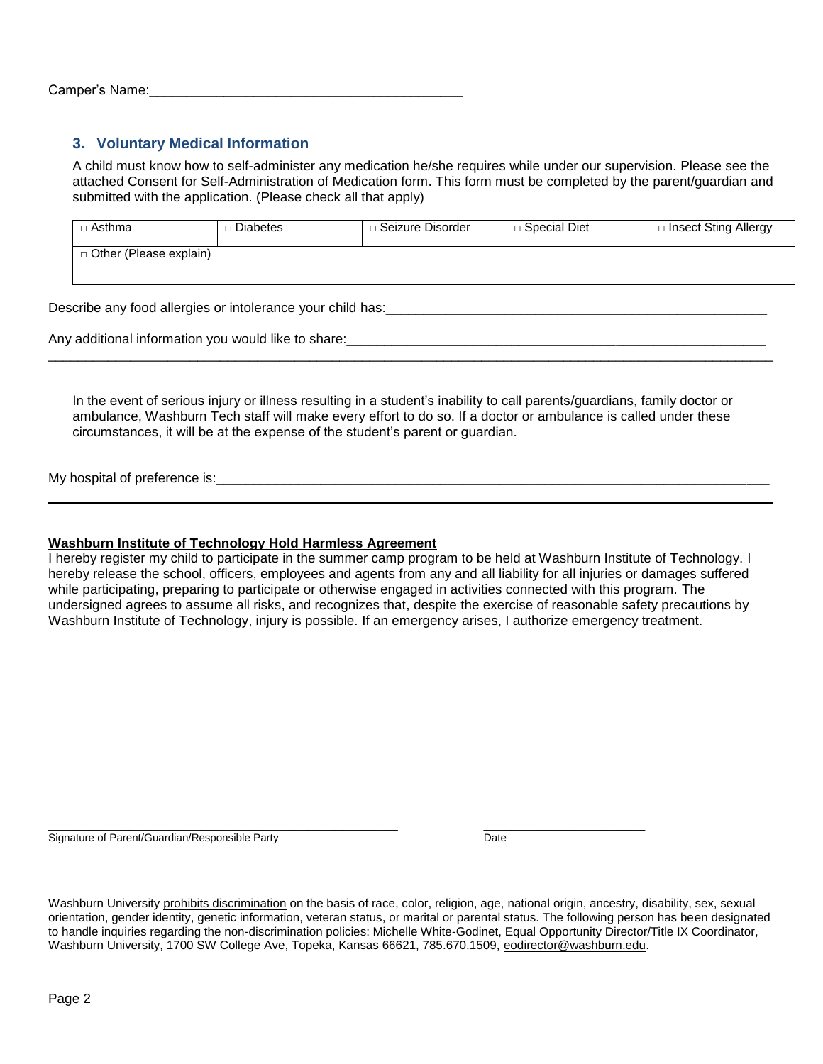Camper's Name:\_\_\_\_\_\_\_\_\_\_\_\_\_\_\_\_\_\_\_\_\_\_\_\_\_\_\_\_\_\_\_\_\_\_\_\_\_\_\_\_\_\_

## 3. Voluntary Medical Information

A child must know how to self-administer any medication he/she requires while under our supervision. Please see the attached Consent for Self-Administration of Medication form. This form must be completed by the parent/guardian and submitted with the application. (Please check all that apply)

| □ Asthma | □ Diabetes | □ Seizure Disorder | □ Special Diet | □ Insect Sting Allergy |
|---|---|---|---|---|
| □ Other (Please explain) | | | | |

Describe any food allergies or intolerance your child has:\_\_\_\_\_\_\_\_\_\_\_\_\_\_\_\_\_\_\_\_\_\_\_\_\_\_\_\_\_\_\_\_\_\_\_\_\_\_\_\_\_\_\_\_\_\_\_\_\_\_\_\_

Any additional information you would like to share:\_\_\_\_\_\_\_\_\_\_\_\_\_\_\_\_\_\_\_\_\_\_\_\_\_\_\_\_\_\_\_\_\_\_\_\_\_\_\_\_\_\_\_\_\_\_\_\_\_\_\_\_\_\_\_\_\_\_\_
\_\_\_\_\_\_\_\_\_\_\_\_\_\_\_\_\_\_\_\_\_\_\_\_\_\_\_\_\_\_\_\_\_\_\_\_\_\_\_\_\_\_\_\_\_\_\_\_\_\_\_\_\_\_\_\_\_\_\_\_\_\_\_\_\_\_\_\_\_\_\_\_\_\_\_\_\_\_\_\_\_\_\_\_\_\_\_\_\_\_\_\_\_\_\_\_\_\_\_\_\_\_\_\_

In the event of serious injury or illness resulting in a student's inability to call parents/guardians, family doctor or ambulance, Washburn Tech staff will make every effort to do so. If a doctor or ambulance is called under these circumstances, it will be at the expense of the student's parent or guardian.

My hospital of preference is:\_\_\_\_\_\_\_\_\_\_\_\_\_\_\_\_\_\_\_\_\_\_\_\_\_\_\_\_\_\_\_\_\_\_\_\_\_\_\_\_\_\_\_\_\_\_\_\_\_\_\_\_\_\_\_\_\_\_\_\_\_\_\_\_\_\_\_\_\_\_\_\_\_\_\_\_\_

---

**Washburn Institute of Technology Hold Harmless Agreement**

I hereby register my child to participate in the summer camp program to be held at Washburn Institute of Technology. I hereby release the school, officers, employees and agents from any and all liability for all injuries or damages suffered while participating, preparing to participate or otherwise engaged in activities connected with this program. The undersigned agrees to assume all risks, and recognizes that, despite the exercise of reasonable safety precautions by Washburn Institute of Technology, injury is possible. If an emergency arises, I authorize emergency treatment.

\_\_\_\_\_\_\_\_\_\_\_\_\_\_\_\_\_\_\_\_\_\_\_\_\_\_\_\_\_\_\_\_\_\_\_\_\_\_\_\_\_\_\_\_\_\_\_\_\_\_ \_\_\_\_\_\_\_\_\_\_\_\_\_\_\_\_\_\_\_\_\_\_\_\_
Signature of Parent/Guardian/Responsible Party Date

Washburn University prohibits discrimination on the basis of race, color, religion, age, national origin, ancestry, disability, sex, sexual orientation, gender identity, genetic information, veteran status, or marital or parental status. The following person has been designated to handle inquiries regarding the non-discrimination policies: Michelle White-Godinet, Equal Opportunity Director/Title IX Coordinator, Washburn University, 1700 SW College Ave, Topeka, Kansas 66621, 785.670.1509, eodirector@washburn.edu.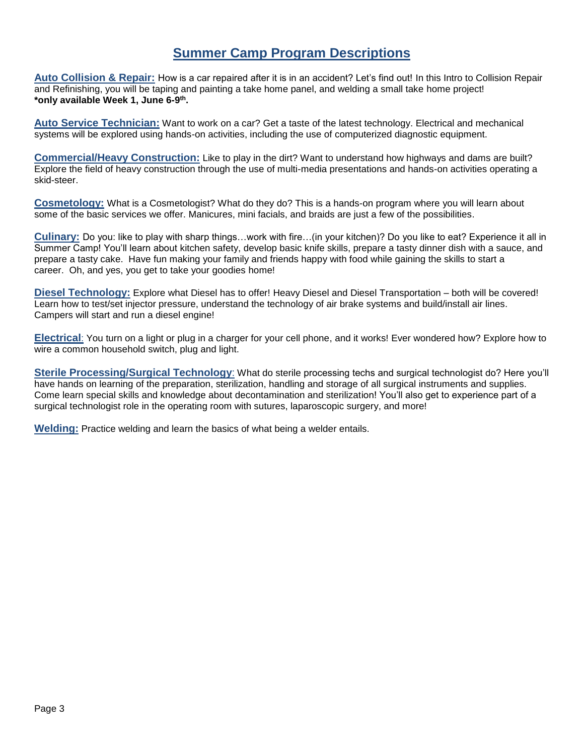# Summary Camp Program Descriptions

**Auto Collision & Repair:** How is a car repaired after it is in an accident? Let's find out! In this Intro to Collision Repair and Refinishing, you will be taping and painting a take home panel, and welding a small take home project!
**\*only available Week 1, June 6-9th.**

**Auto Service Technician:** Want to work on a car? Get a taste of the latest technology. Electrical and mechanical systems will be explored using hands-on activities, including the use of computerized diagnostic equipment.

**Commercial/Heavy Construction:** Like to play in the dirt? Want to understand how highways and dams are built? Explore the field of heavy construction through the use of multi-media presentations and hands-on activities operating a skid-steer.

**Cosmetology:** What is a Cosmetologist? What do they do? This is a hands-on program where you will learn about some of the basic services we offer. Manicures, mini facials, and braids are just a few of the possibilities.

**Culinary:** Do you: like to play with sharp things…work with fire…(in your kitchen)? Do you like to eat? Experience it all in Summer Camp! You'll learn about kitchen safety, develop basic knife skills, prepare a tasty dinner dish with a sauce, and prepare a tasty cake. Have fun making your family and friends happy with food while gaining the skills to start a career. Oh, and yes, you get to take your goodies home!

**Diesel Technology:** Explore what Diesel has to offer! Heavy Diesel and Diesel Transportation – both will be covered! Learn how to test/set injector pressure, understand the technology of air brake systems and build/install air lines. Campers will start and run a diesel engine!

**Electrical**: You turn on a light or plug in a charger for your cell phone, and it works! Ever wondered how? Explore how to wire a common household switch, plug and light.

**Sterile Processing/Surgical Technology**: What do sterile processing techs and surgical technologist do? Here you'll have hands on learning of the preparation, sterilization, handling and storage of all surgical instruments and supplies. Come learn special skills and knowledge about decontamination and sterilization! You'll also get to experience part of a surgical technologist role in the operating room with sutures, laparoscopic surgery, and more!

**Welding:** Practice welding and learn the basics of what being a welder entails.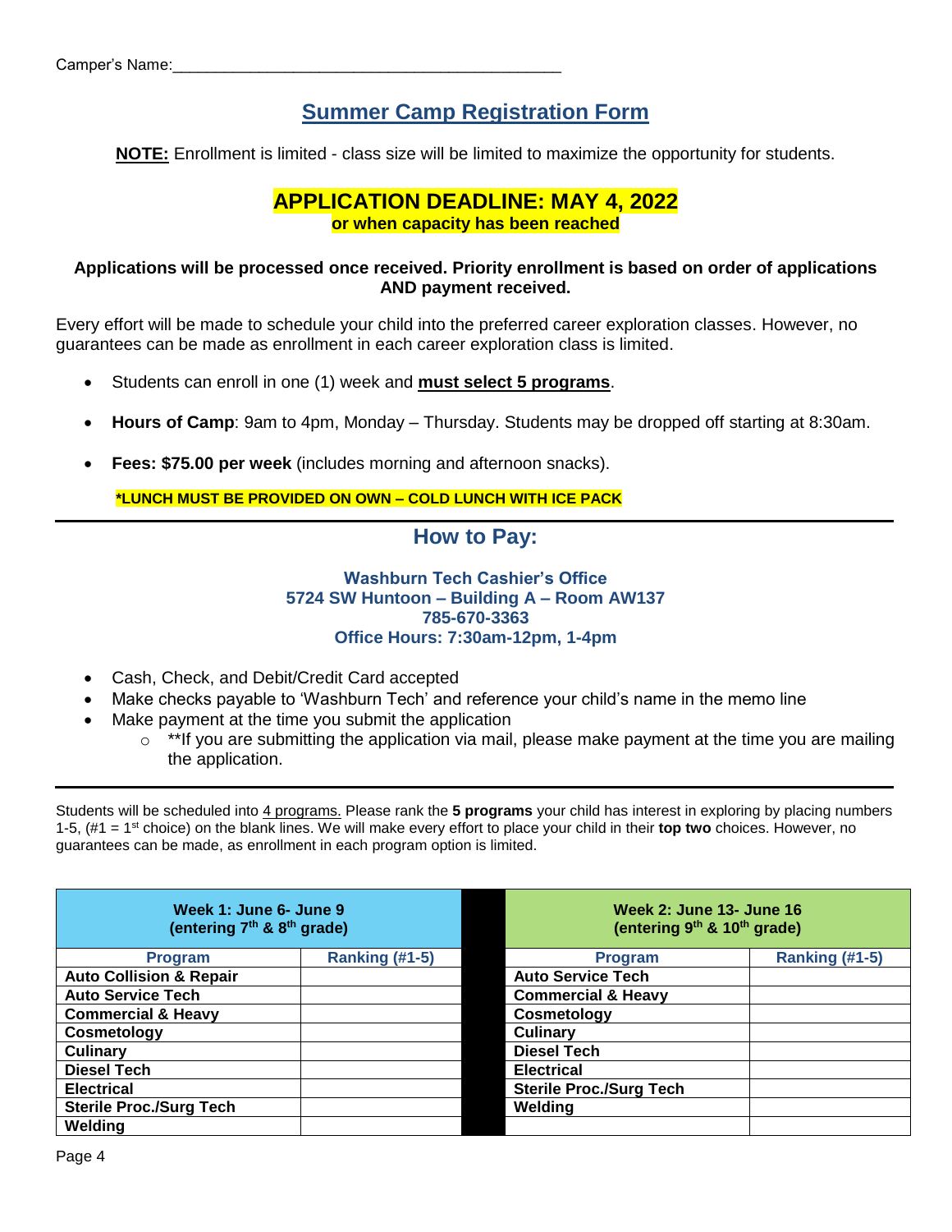Camper's Name:_____________________________________________

# Summer Camp Registration Form

**NOTE:** Enrollment is limited - class size will be limited to maximize the opportunity for students.

## APPLICATION DEADLINE: MAY 4, 2022

**or when capacity has been reached**

**Applications will be processed once received. Priority enrollment is based on order of applications AND payment received.**

Every effort will be made to schedule your child into the preferred career exploration classes. However, no guarantees can be made as enrollment in each career exploration class is limited.

- Students can enroll in one (1) week and **must select 5 programs**.
- **Hours of Camp**: 9am to 4pm, Monday – Thursday. Students may be dropped off starting at 8:30am.
- **Fees: $75.00 per week** (includes morning and afternoon snacks).

**\*LUNCH MUST BE PROVIDED ON OWN – COLD LUNCH WITH ICE PACK**

---

## How to Pay:

**Washburn Tech Cashier's Office**
**5724 SW Huntoon – Building A – Room AW137**
**785-670-3363**
**Office Hours: 7:30am-12pm, 1-4pm**

- Cash, Check, and Debit/Credit Card accepted
- Make checks payable to 'Washburn Tech' and reference your child's name in the memo line
- Make payment at the time you submit the application
  - **If you are submitting the application via mail, please make payment at the time you are mailing the application.

---

Students will be scheduled into 4 programs. Please rank the **5 programs** your child has interest in exploring by placing numbers 1-5, (#1 = 1st choice) on the blank lines. We will make every effort to place your child in their **top two** choices. However, no guarantees can be made, as enrollment in each program option is limited.

| Week 1: June 6- June 9 (entering 7th & 8th grade) | | | Week 2: June 13- June 16 (entering 9th & 10th grade) | |
|---|---|---|---|---|
| **Program** | **Ranking (#1-5)** | | **Program** | **Ranking (#1-5)** |
| **Auto Collision & Repair** | | | **Auto Service Tech** | |
| **Auto Service Tech** | | | **Commercial & Heavy** | |
| **Commercial & Heavy** | | | **Cosmetology** | |
| **Cosmetology** | | | **Culinary** | |
| **Culinary** | | | **Diesel Tech** | |
| **Diesel Tech** | | | **Electrical** | |
| **Electrical** | | | **Sterile Proc./Surg Tech** | |
| **Sterile Proc./Surg Tech** | | | **Welding** | |
| **Welding** | | | | |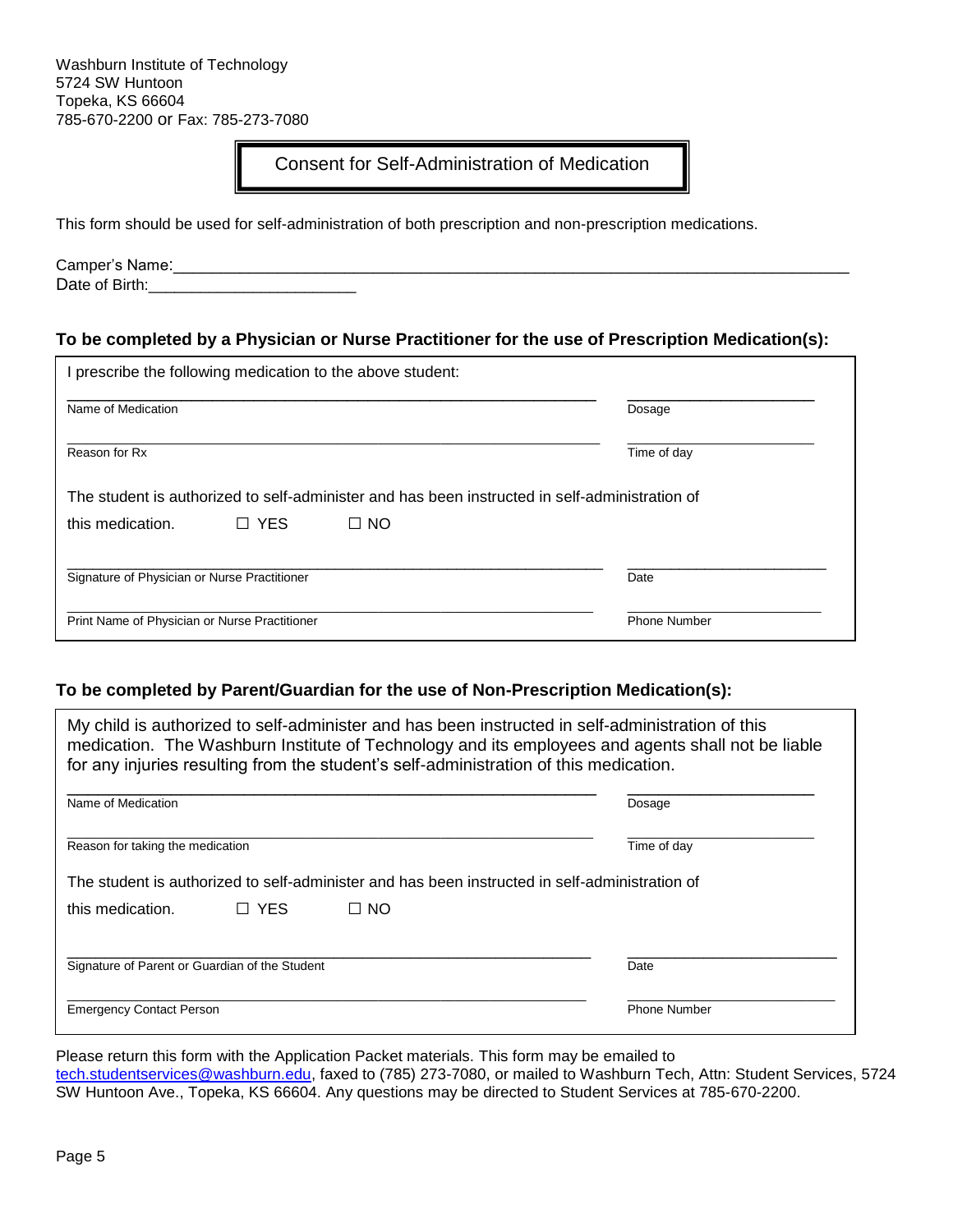Washburn Institute of Technology
5724 SW Huntoon
Topeka, KS 66604
785-670-2200 or Fax: 785-273-7080

# Consent for Self-Administration of Medication

This form should be used for self-administration of both prescription and non-prescription medications.

Camper's Name:________________________________________________________________________________

Date of Birth:_______________________

**To be completed by a Physician or Nurse Practitioner for the use of Prescription Medication(s):**

I prescribe the following medication to the above student:

_____________________________________________________________ _____________________
Name of Medication Dosage

_____________________________________________________________ _____________________
Reason for Rx Time of day

The student is authorized to self-administer and has been instructed in self-administration of this medication. ☐ YES ☐ NO

_____________________________________________________________ _____________________
Signature of Physician or Nurse Practitioner Date

_____________________________________________________________ _____________________
Print Name of Physician or Nurse Practitioner Phone Number

**To be completed by Parent/Guardian for the use of Non-Prescription Medication(s):**

My child is authorized to self-administer and has been instructed in self-administration of this medication. The Washburn Institute of Technology and its employees and agents shall not be liable for any injuries resulting from the student's self-administration of this medication.

_____________________________________________________________ _____________________
Name of Medication Dosage

_____________________________________________________________ _____________________
Reason for taking the medication Time of day

The student is authorized to self-administer and has been instructed in self-administration of this medication. ☐ YES ☐ NO

_____________________________________________________________ _____________________
Signature of Parent or Guardian of the Student Date

_____________________________________________________________ _____________________
Emergency Contact Person Phone Number

Please return this form with the Application Packet materials. This form may be emailed to tech.studentservices@washburn.edu, faxed to (785) 273-7080, or mailed to Washburn Tech, Attn: Student Services, 5724 SW Huntoon Ave., Topeka, KS 66604. Any questions may be directed to Student Services at 785-670-2200.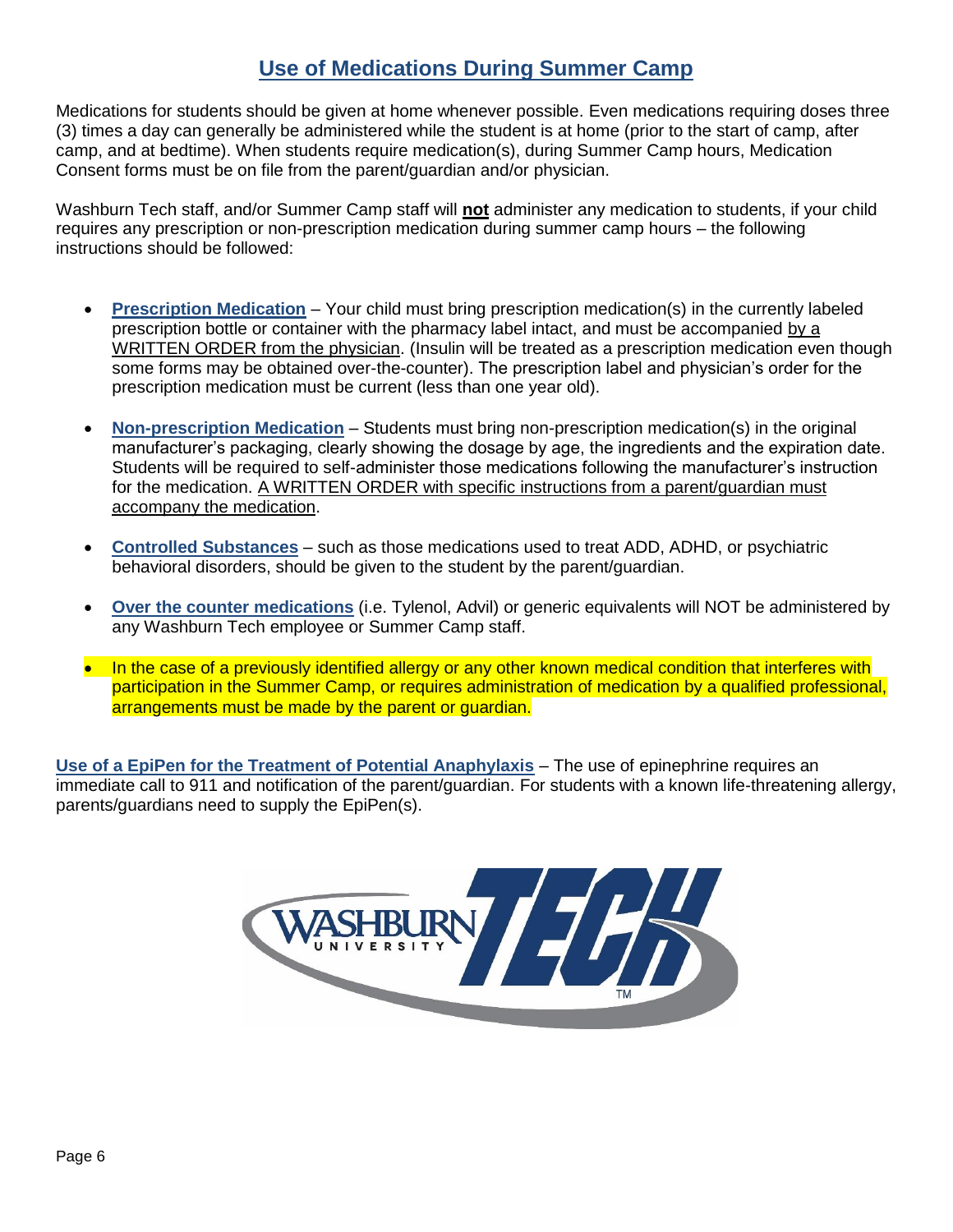## Use of Medications During Summer Camp

Medications for students should be given at home whenever possible. Even medications requiring doses three (3) times a day can generally be administered while the student is at home (prior to the start of camp, after camp, and at bedtime). When students require medication(s), during Summer Camp hours, Medication Consent forms must be on file from the parent/guardian and/or physician.

Washburn Tech staff, and/or Summer Camp staff will **not** administer any medication to students, if your child requires any prescription or non-prescription medication during summer camp hours – the following instructions should be followed:

- **Prescription Medication** – Your child must bring prescription medication(s) in the currently labeled prescription bottle or container with the pharmacy label intact, and must be accompanied by a WRITTEN ORDER from the physician. (Insulin will be treated as a prescription medication even though some forms may be obtained over-the-counter). The prescription label and physician's order for the prescription medication must be current (less than one year old).

- **Non-prescription Medication** – Students must bring non-prescription medication(s) in the original manufacturer's packaging, clearly showing the dosage by age, the ingredients and the expiration date. Students will be required to self-administer those medications following the manufacturer's instruction for the medication. A WRITTEN ORDER with specific instructions from a parent/guardian must accompany the medication.

- **Controlled Substances** – such as those medications used to treat ADD, ADHD, or psychiatric behavioral disorders, should be given to the student by the parent/guardian.

- **Over the counter medications** (i.e. Tylenol, Advil) or generic equivalents will NOT be administered by any Washburn Tech employee or Summer Camp staff.

- In the case of a previously identified allergy or any other known medical condition that interferes with participation in the Summer Camp, or requires administration of medication by a qualified professional, arrangements must be made by the parent or guardian.

**Use of a EpiPen for the Treatment of Potential Anaphylaxis** – The use of epinephrine requires an immediate call to 911 and notification of the parent/guardian. For students with a known life-threatening allergy, parents/guardians need to supply the EpiPen(s).

WASHBURN UNIVERSITY TECH™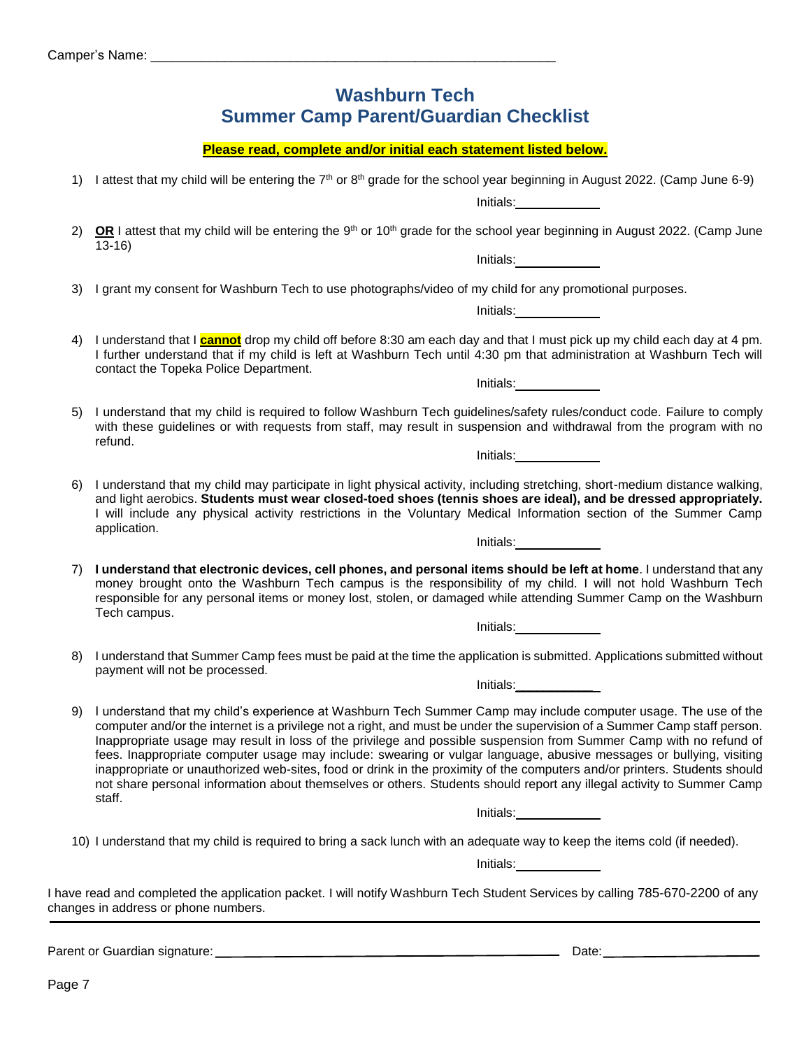Camper's Name: _______________________________________________________

# Washburn Tech
# Summer Camp Parent/Guardian Checklist

**Please read, complete and/or initial each statement listed below.**

1) I attest that my child will be entering the 7th or 8th grade for the school year beginning in August 2022. (Camp June 6-9)

   Initials:____________

2) **OR** I attest that my child will be entering the 9th or 10th grade for the school year beginning in August 2022. (Camp June 13-16)

   Initials:____________

3) I grant my consent for Washburn Tech to use photographs/video of my child for any promotional purposes.

   Initials:____________

4) I understand that I **cannot** drop my child off before 8:30 am each day and that I must pick up my child each day at 4 pm. I further understand that if my child is left at Washburn Tech until 4:30 pm that administration at Washburn Tech will contact the Topeka Police Department.

   Initials:____________

5) I understand that my child is required to follow Washburn Tech guidelines/safety rules/conduct code. Failure to comply with these guidelines or with requests from staff, may result in suspension and withdrawal from the program with no refund.

   Initials:____________

6) I understand that my child may participate in light physical activity, including stretching, short-medium distance walking, and light aerobics. **Students must wear closed-toed shoes (tennis shoes are ideal), and be dressed appropriately.** I will include any physical activity restrictions in the Voluntary Medical Information section of the Summer Camp application.

   Initials:____________

7) **I understand that electronic devices, cell phones, and personal items should be left at home**. I understand that any money brought onto the Washburn Tech campus is the responsibility of my child. I will not hold Washburn Tech responsible for any personal items or money lost, stolen, or damaged while attending Summer Camp on the Washburn Tech campus.

   Initials:____________

8) I understand that Summer Camp fees must be paid at the time the application is submitted. Applications submitted without payment will not be processed.

   Initials:____________

9) I understand that my child's experience at Washburn Tech Summer Camp may include computer usage. The use of the computer and/or the internet is a privilege not a right, and must be under the supervision of a Summer Camp staff person. Inappropriate usage may result in loss of the privilege and possible suspension from Summer Camp with no refund of fees. Inappropriate computer usage may include: swearing or vulgar language, abusive messages or bullying, visiting inappropriate or unauthorized web-sites, food or drink in the proximity of the computers and/or printers. Students should not share personal information about themselves or others. Students should report any illegal activity to Summer Camp staff.

   Initials:____________

10) I understand that my child is required to bring a sack lunch with an adequate way to keep the items cold (if needed).

   Initials:____________

I have read and completed the application packet. I will notify Washburn Tech Student Services by calling 785-670-2200 of any changes in address or phone numbers.

Parent or Guardian signature: ________________________________________ Date: ____________________